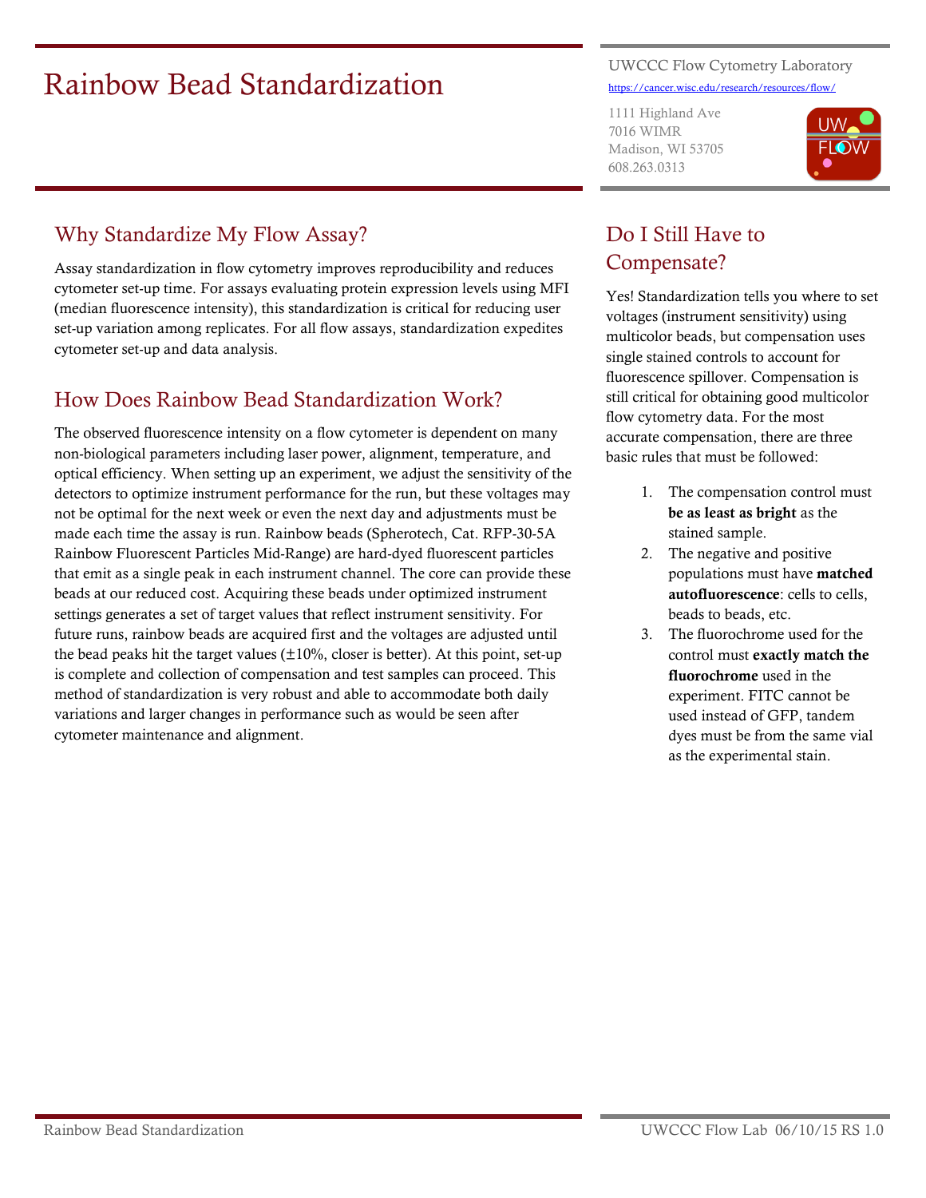# Rainbow Bead Standardization

UWCCC Flow Cytometry Laboratory

https://cancer.wisc.edu/research/resources/flow/

1111 Highland Ave
7016 WIMR
Madison, WI 53705
608.263.0313

## Why Standardize My Flow Assay?

Assay standardization in flow cytometry improves reproducibility and reduces cytometer set-up time. For assays evaluating protein expression levels using MFI (median fluorescence intensity), this standardization is critical for reducing user set-up variation among replicates. For all flow assays, standardization expedites cytometer set-up and data analysis.

## How Does Rainbow Bead Standardization Work?

The observed fluorescence intensity on a flow cytometer is dependent on many non-biological parameters including laser power, alignment, temperature, and optical efficiency. When setting up an experiment, we adjust the sensitivity of the detectors to optimize instrument performance for the run, but these voltages may not be optimal for the next week or even the next day and adjustments must be made each time the assay is run. Rainbow beads (Spherotech, Cat. RFP-30-5A Rainbow Fluorescent Particles Mid-Range) are hard-dyed fluorescent particles that emit as a single peak in each instrument channel. The core can provide these beads at our reduced cost. Acquiring these beads under optimized instrument settings generates a set of target values that reflect instrument sensitivity. For future runs, rainbow beads are acquired first and the voltages are adjusted until the bead peaks hit the target values (±10%, closer is better). At this point, set-up is complete and collection of compensation and test samples can proceed. This method of standardization is very robust and able to accommodate both daily variations and larger changes in performance such as would be seen after cytometer maintenance and alignment.

## Do I Still Have to Compensate?

Yes! Standardization tells you where to set voltages (instrument sensitivity) using multicolor beads, but compensation uses single stained controls to account for fluorescence spillover. Compensation is still critical for obtaining good multicolor flow cytometry data. For the most accurate compensation, there are three basic rules that must be followed:

1. The compensation control must **be as least as bright** as the stained sample.
2. The negative and positive populations must have **matched autofluorescence**: cells to cells, beads to beads, etc.
3. The fluorochrome used for the control must **exactly match the fluorochrome** used in the experiment. FITC cannot be used instead of GFP, tandem dyes must be from the same vial as the experimental stain.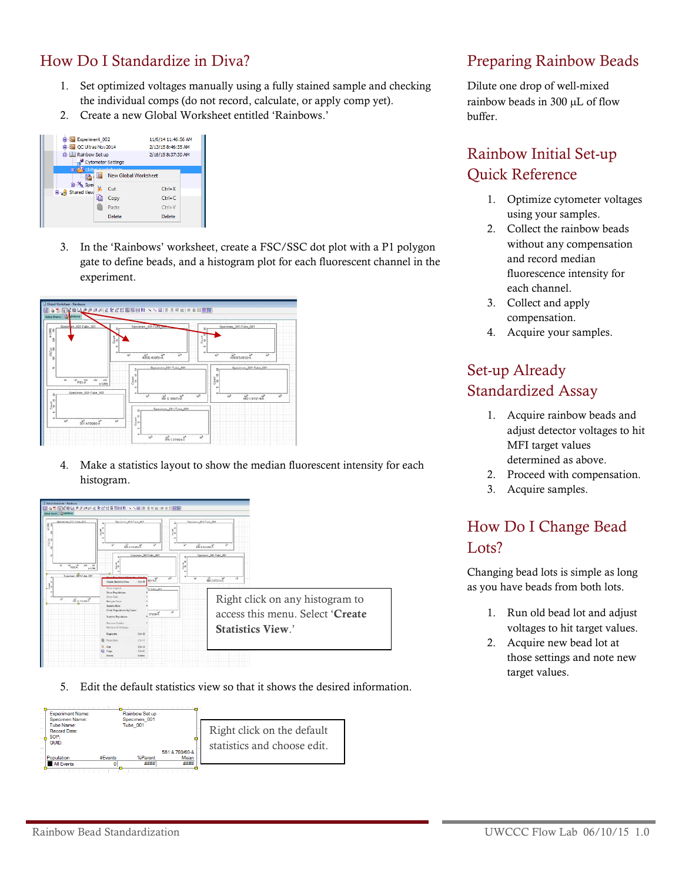# How Do I Standardize in Diva?

1. Set optimized voltages manually using a fully stained sample and checking the individual comps (do not record, calculate, or apply comp yet).
2. Create a new Global Worksheet entitled 'Rainbows.'
3. In the 'Rainbows' worksheet, create a FSC/SSC dot plot with a P1 polygon gate to define beads, and a histogram plot for each fluorescent channel in the experiment.
4. Make a statistics layout to show the median fluorescent intensity for each histogram.

Right click on any histogram to access this menu. Select '**Create Statistics View**.'

5. Edit the default statistics view so that it shows the desired information.

Right click on the default statistics and choose edit.

# Preparing Rainbow Beads

Dilute one drop of well-mixed rainbow beads in 300 µL of flow buffer.

# Rainbow Initial Set-up Quick Reference

1. Optimize cytometer voltages using your samples.
2. Collect the rainbow beads without any compensation and record median fluorescence intensity for each channel.
3. Collect and apply compensation.
4. Acquire your samples.

# Set-up Already Standardized Assay

1. Acquire rainbow beads and adjust detector voltages to hit MFI target values determined as above.
2. Proceed with compensation.
3. Acquire samples.

# How Do I Change Bead Lots?

Changing bead lots is simple as long as you have beads from both lots.

1. Run old bead lot and adjust voltages to hit target values.
2. Acquire new bead lot at those settings and note new target values.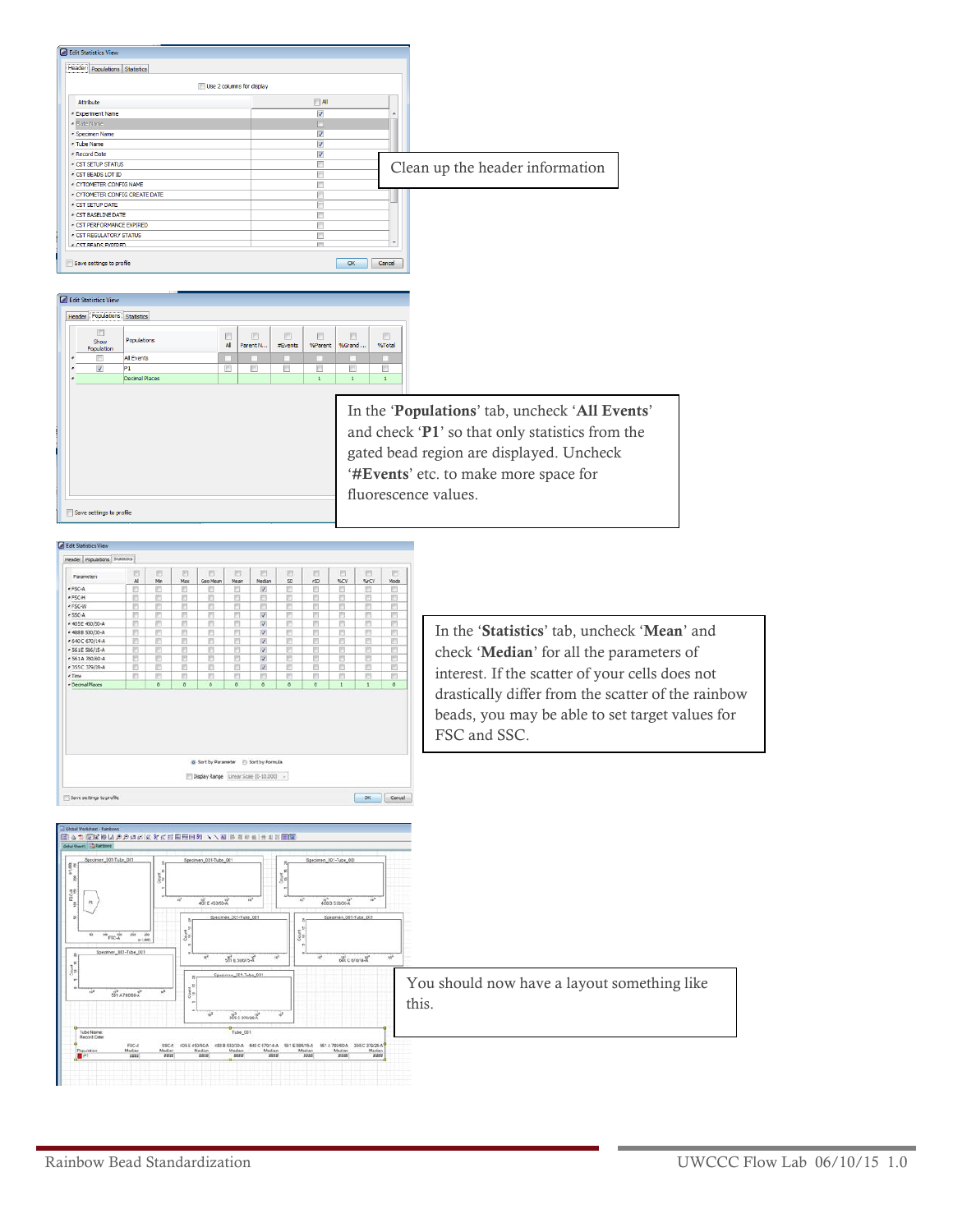Clean up the header information

In the ‘**Populations**’ tab, uncheck ‘**All Events**’ and check ‘**P1**’ so that only statistics from the gated bead region are displayed. Uncheck ‘**#Events**’ etc. to make more space for fluorescence values.

In the ‘**Statistics**’ tab, uncheck ‘**Mean**’ and check ‘**Median**’ for all the parameters of interest. If the scatter of your cells does not drastically differ from the scatter of the rainbow beads, you may be able to set target values for FSC and SSC.

You should now have a layout something like this.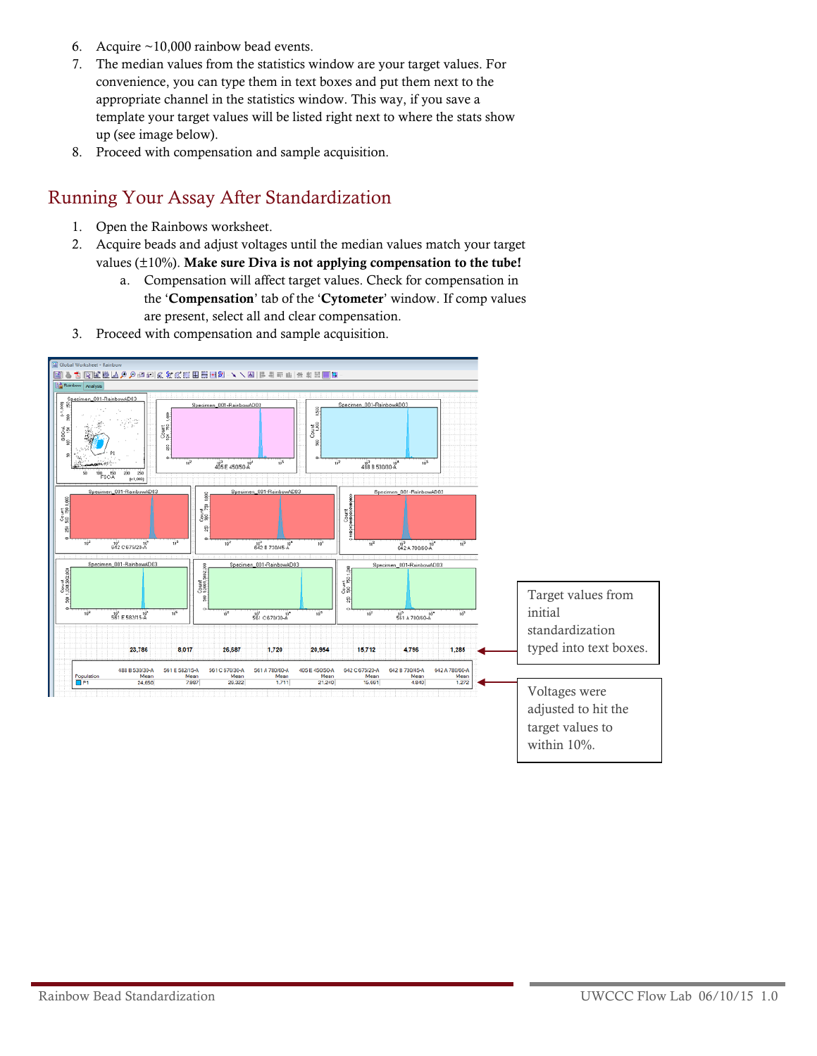6. Acquire ~10,000 rainbow bead events.
7. The median values from the statistics window are your target values. For convenience, you can type them in text boxes and put them next to the appropriate channel in the statistics window. This way, if you save a template your target values will be listed right next to where the stats show up (see image below).
8. Proceed with compensation and sample acquisition.

## Running Your Assay After Standardization

1. Open the Rainbows worksheet.
2. Acquire beads and adjust voltages until the median values match your target values (±10%). **Make sure Diva is not applying compensation to the tube!**
   a. Compensation will affect target values. Check for compensation in the '**Compensation**' tab of the '**Cytometer**' window. If comp values are present, select all and clear compensation.
3. Proceed with compensation and sample acquisition.

Target values from initial standardization typed into text boxes.

Voltages were adjusted to hit the target values to within 10%.